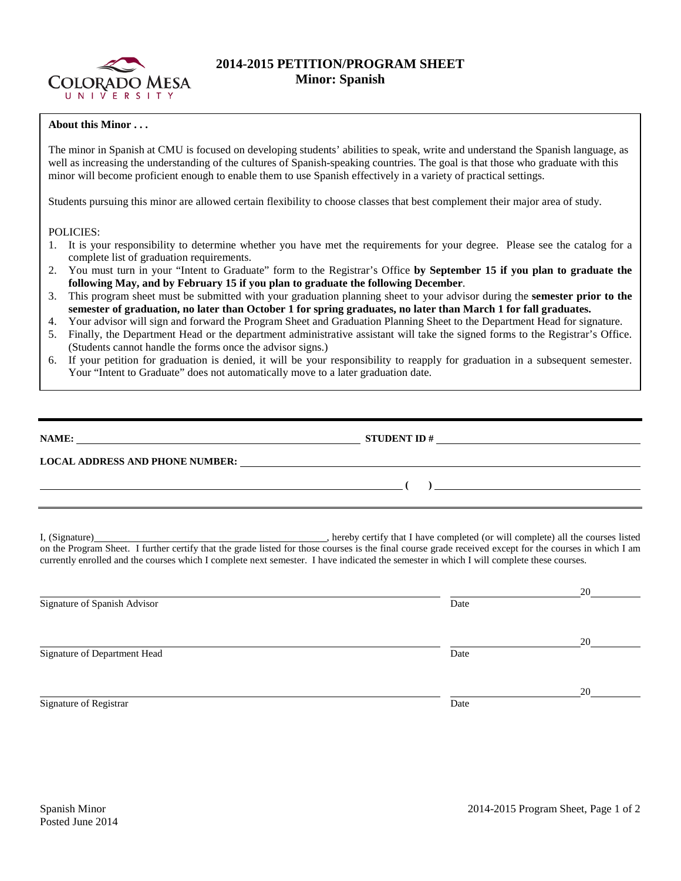COLORADO MESA UNIVERSITY

# 2014-2015 PETITION/PROGRAM SHEET
## Minor: Spanish

**About this Minor . . .**

The minor in Spanish at CMU is focused on developing students' abilities to speak, write and understand the Spanish language, as well as increasing the understanding of the cultures of Spanish-speaking countries. The goal is that those who graduate with this minor will become proficient enough to enable them to use Spanish effectively in a variety of practical settings.

Students pursuing this minor are allowed certain flexibility to choose classes that best complement their major area of study.

POLICIES:

1. It is your responsibility to determine whether you have met the requirements for your degree. Please see the catalog for a complete list of graduation requirements.
2. You must turn in your "Intent to Graduate" form to the Registrar's Office **by September 15 if you plan to graduate the following May, and by February 15 if you plan to graduate the following December**.
3. This program sheet must be submitted with your graduation planning sheet to your advisor during the **semester prior to the semester of graduation, no later than October 1 for spring graduates, no later than March 1 for fall graduates.**
4. Your advisor will sign and forward the Program Sheet and Graduation Planning Sheet to the Department Head for signature.
5. Finally, the Department Head or the department administrative assistant will take the signed forms to the Registrar's Office. (Students cannot handle the forms once the advisor signs.)
6. If your petition for graduation is denied, it will be your responsibility to reapply for graduation in a subsequent semester. Your "Intent to Graduate" does not automatically move to a later graduation date.

---

**NAME:** ______________________________ **STUDENT ID #** ______________________________

**LOCAL ADDRESS AND PHONE NUMBER:** ______________________________

______________________________ **( )** ______________________________

---

I, (Signature)______________________________, hereby certify that I have completed (or will complete) all the courses listed on the Program Sheet. I further certify that the grade listed for those courses is the final course grade received except for the courses in which I am currently enrolled and the courses which I complete next semester. I have indicated the semester in which I will complete these courses.

______________________________ ______________ 20______
Signature of Spanish Advisor Date

______________________________ ______________ 20______
Signature of Department Head Date

______________________________ ______________ 20______
Signature of Registrar Date

Spanish Minor
Posted June 2014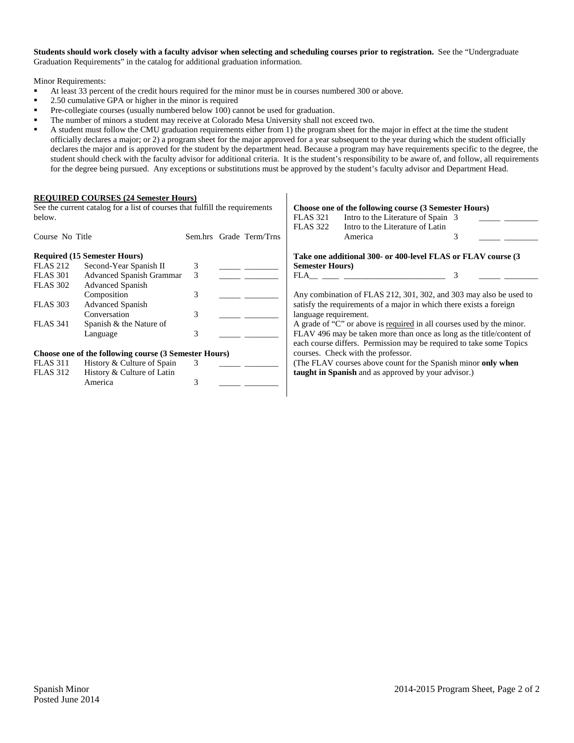**Students should work closely with a faculty advisor when selecting and scheduling courses prior to registration.** See the "Undergraduate Graduation Requirements" in the catalog for additional graduation information.

Minor Requirements:

- At least 33 percent of the credit hours required for the minor must be in courses numbered 300 or above.
- 2.50 cumulative GPA or higher in the minor is required
- Pre-collegiate courses (usually numbered below 100) cannot be used for graduation.
- The number of minors a student may receive at Colorado Mesa University shall not exceed two.
- A student must follow the CMU graduation requirements either from 1) the program sheet for the major in effect at the time the student officially declares a major; or 2) a program sheet for the major approved for a year subsequent to the year during which the student officially declares the major and is approved for the student by the department head. Because a program may have requirements specific to the degree, the student should check with the faculty advisor for additional criteria. It is the student's responsibility to be aware of, and follow, all requirements for the degree being pursued. Any exceptions or substitutions must be approved by the student's faculty advisor and Department Head.

**REQUIRED COURSES (24 Semester Hours)**

See the current catalog for a list of courses that fulfill the requirements below.

| Course No | Title | Sem.hrs | Grade | Term/Trns |
|---|---|---|---|---|
| **Required (15 Semester Hours)** | | | | |
| FLAS 212 | Second-Year Spanish II | 3 | _____ | ________ |
| FLAS 301 | Advanced Spanish Grammar | 3 | _____ | ________ |
| FLAS 302 | Advanced Spanish Composition | 3 | _____ | ________ |
| FLAS 303 | Advanced Spanish Conversation | 3 | _____ | ________ |
| FLAS 341 | Spanish & the Nature of Language | 3 | _____ | ________ |
| **Choose one of the following course (3 Semester Hours)** | | | | |
| FLAS 311 | History & Culture of Spain | 3 | _____ | ________ |
| FLAS 312 | History & Culture of Latin America | 3 | _____ | ________ |
| **Choose one of the following course (3 Semester Hours)** | | | | |
| FLAS 321 | Intro to the Literature of Spain | 3 | _____ | ________ |
| FLAS 322 | Intro to the Literature of Latin America | 3 | _____ | ________ |
| **Take one additional 300- or 400-level FLAS or FLAV course (3 Semester Hours)** | | | | |
| FLA__ ____ | ________________________ | 3 | _____ | ________ |

Any combination of FLAS 212, 301, 302, and 303 may also be used to satisfy the requirements of a major in which there exists a foreign language requirement.

A grade of "C" or above is required in all courses used by the minor.

FLAV 496 may be taken more than once as long as the title/content of each course differs. Permission may be required to take some Topics courses. Check with the professor.

(The FLAV courses above count for the Spanish minor **only when taught in Spanish** and as approved by your advisor.)